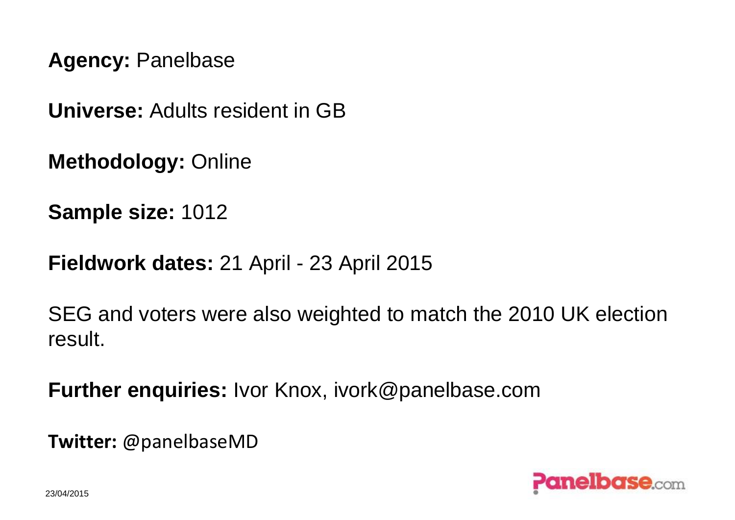**Agency:** Panelbase

**Universe:** Adults resident in GB

**Methodology:** Online

**Sample size:** 1012

**Fieldwork dates:** 21 April - 23 April 2015

SEG and voters were also weighted to match the 2010 UK election result.

**Further enquiries:** Ivor Knox, ivork@panelbase.com

**Twitter:** @panelbaseMD

23/04/2015

Panelbase.com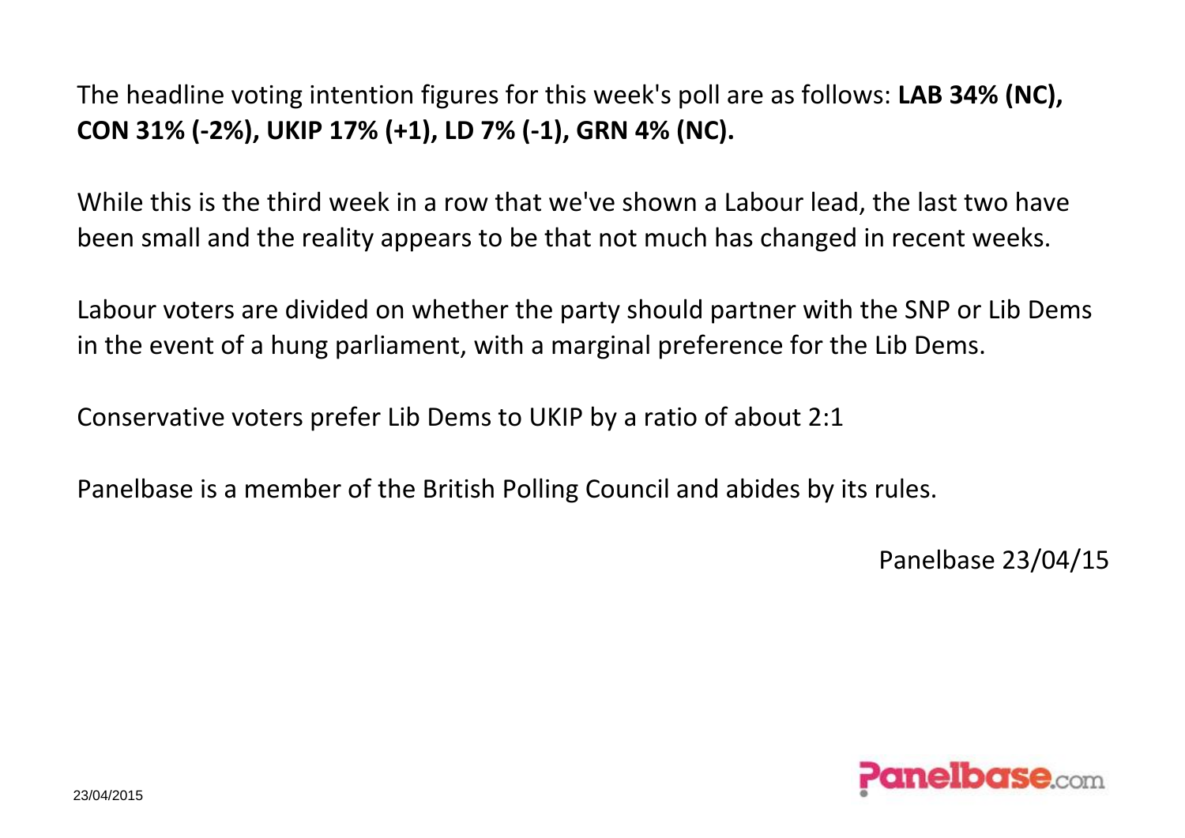The headline voting intention figures for this week's poll are as follows: **LAB 34% (NC), CON 31% (-2%), UKIP 17% (+1), LD 7% (-1), GRN 4% (NC).**

While this is the third week in a row that we've shown a Labour lead, the last two have been small and the reality appears to be that not much has changed in recent weeks.

Labour voters are divided on whether the party should partner with the SNP or Lib Dems in the event of a hung parliament, with a marginal preference for the Lib Dems.

Conservative voters prefer Lib Dems to UKIP by a ratio of about 2:1

Panelbase is a member of the British Polling Council and abides by its rules.

Panelbase 23/04/15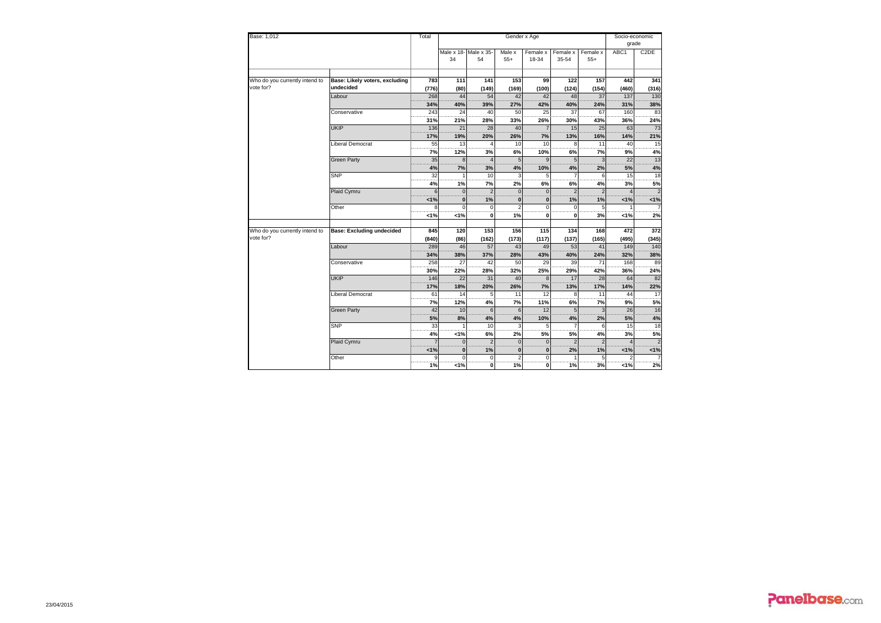Base: 1,012

| | | Total | Gender x Age | | | | | | Socio-economic grade | |
|---|---|---|---|---|---|---|---|---|---|---|
| | | | Male x 18-34 | Male x 35-54 | Male x 55+ | Female x 18-34 | Female x 35-54 | Female x 55+ | ABC1 | C2DE |
| Who do you currently intend to vote for? | **Base: Likely voters, excluding undecided** | **783** | **111** | **141** | **153** | **99** | **122** | **157** | **442** | **341** |
| | | **(776)** | **(80)** | **(149)** | **(169)** | **(100)** | **(124)** | **(154)** | **(460)** | **(316)** |
| | Labour | 268 | 44 | 54 | 42 | 42 | 48 | 37 | 137 | 130 |
| | | **34%** | **40%** | **39%** | **27%** | **42%** | **40%** | **24%** | **31%** | **38%** |
| | Conservative | 243 | 24 | 40 | 50 | 25 | 37 | 67 | 160 | 83 |
| | | **31%** | **21%** | **28%** | **33%** | **26%** | **30%** | **43%** | **36%** | **24%** |
| | UKIP | 136 | 21 | 28 | 40 | 7 | 15 | 25 | 63 | 73 |
| | | **17%** | **19%** | **20%** | **26%** | **7%** | **13%** | **16%** | **14%** | **21%** |
| | Liberal Democrat | 55 | 13 | 4 | 10 | 10 | 8 | 11 | 40 | 15 |
| | | **7%** | **12%** | **3%** | **6%** | **10%** | **6%** | **7%** | **9%** | **4%** |
| | Green Party | 35 | 8 | 4 | 5 | 9 | 5 | 3 | 22 | 13 |
| | | **4%** | **7%** | **3%** | **4%** | **10%** | **4%** | **2%** | **5%** | **4%** |
| | SNP | 32 | 1 | 10 | 3 | 5 | 7 | 6 | 15 | 18 |
| | | **4%** | **1%** | **7%** | **2%** | **6%** | **6%** | **4%** | **3%** | **5%** |
| | Plaid Cymru | 6 | 0 | 2 | 0 | 0 | 2 | 2 | 4 | 2 |
| | | **<1%** | **0** | **1%** | **0** | **0** | **1%** | **1%** | **<1%** | **<1%** |
| | Other | 8 | 0 | 0 | 2 | 0 | 0 | 5 | 1 | 7 |
| | | **<1%** | **<1%** | **0** | **1%** | **0** | **0** | **3%** | **<1%** | **2%** |
| Who do you currently intend to vote for? | **Base: Excluding undecided** | **845** | **120** | **153** | **156** | **115** | **134** | **168** | **472** | **372** |
| | | **(840)** | **(86)** | **(162)** | **(173)** | **(117)** | **(137)** | **(165)** | **(495)** | **(345)** |
| | Labour | 289 | 46 | 57 | 43 | 49 | 53 | 41 | 149 | 140 |
| | | **34%** | **38%** | **37%** | **28%** | **43%** | **40%** | **24%** | **32%** | **38%** |
| | Conservative | 258 | 27 | 42 | 50 | 29 | 39 | 71 | 168 | 89 |
| | | **30%** | **22%** | **28%** | **32%** | **25%** | **29%** | **42%** | **36%** | **24%** |
| | UKIP | 146 | 22 | 31 | 40 | 8 | 17 | 28 | 64 | 82 |
| | | **17%** | **18%** | **20%** | **26%** | **7%** | **13%** | **17%** | **14%** | **22%** |
| | Liberal Democrat | 61 | 14 | 5 | 11 | 12 | 8 | 11 | 44 | 17 |
| | | **7%** | **12%** | **4%** | **7%** | **11%** | **6%** | **7%** | **9%** | **5%** |
| | Green Party | 42 | 10 | 6 | 6 | 12 | 5 | 3 | 26 | 16 |
| | | **5%** | **8%** | **4%** | **4%** | **10%** | **4%** | **2%** | **5%** | **4%** |
| | SNP | 33 | 1 | 10 | 3 | 5 | 7 | 6 | 15 | 18 |
| | | **4%** | **<1%** | **6%** | **2%** | **5%** | **5%** | **4%** | **3%** | **5%** |
| | Plaid Cymru | 7 | 0 | 2 | 0 | 0 | 2 | 2 | 4 | 2 |
| | | **<1%** | **0** | **1%** | **0** | **0** | **2%** | **1%** | **<1%** | **<1%** |
| | Other | 9 | 0 | 0 | 2 | 0 | 1 | 5 | 2 | 7 |
| | | **1%** | **<1%** | **0** | **1%** | **0** | **1%** | **3%** | **<1%** | **2%** |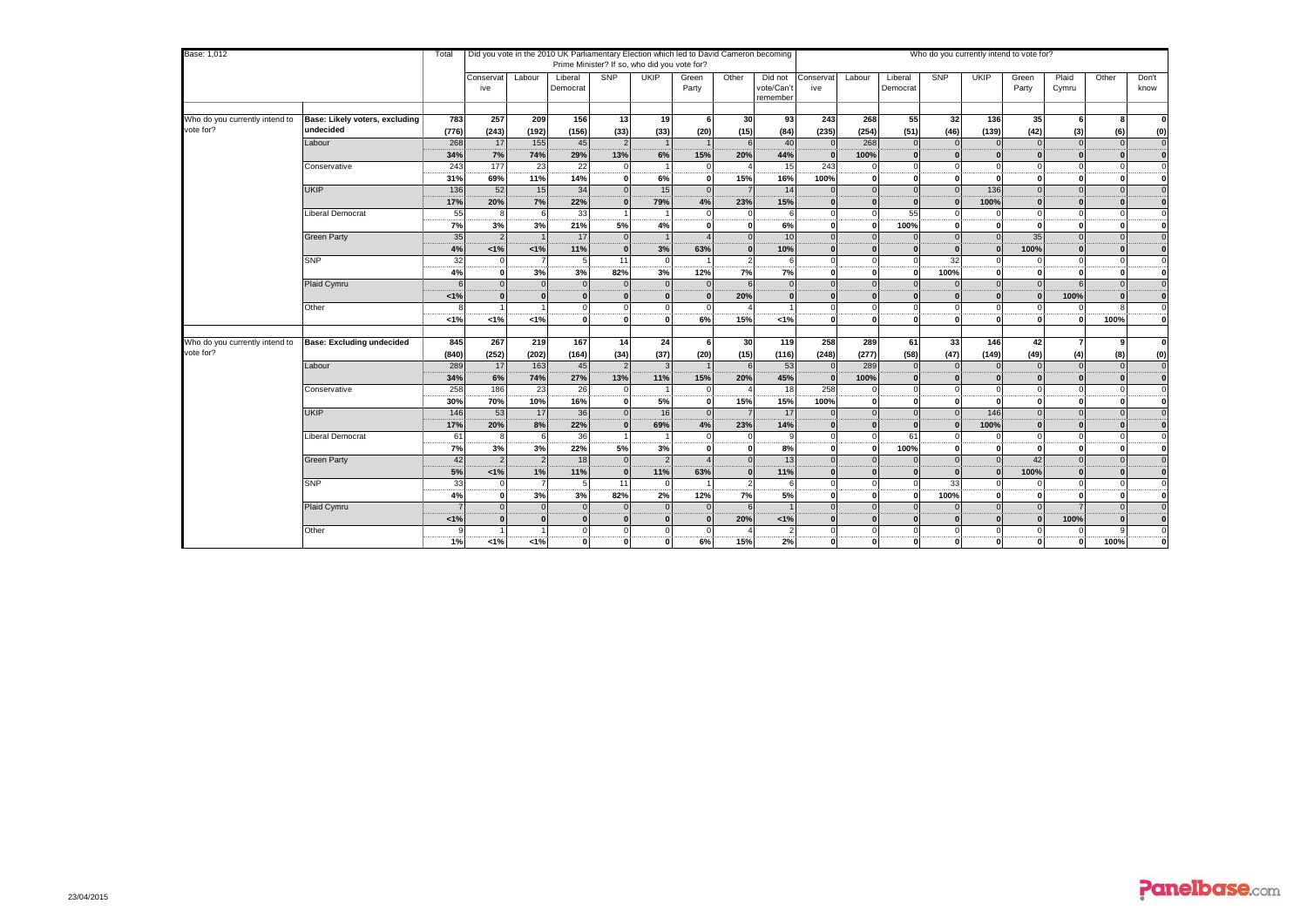Base: 1,012

| | | Total | Did you vote in the 2010 UK Parliamentary Election which led to David Cameron becoming Prime Minister? If so, who did you vote for? | | | | | | | | Who do you currently intend to vote for? | | | | | | | | |
|---|---|---|---|---|---|---|---|---|---|---|---|---|---|---|---|---|---|---|---|
| | | | Conservative | Labour | Liberal Democrat | SNP | UKIP | Green Party | Other | Did not vote/Can't remember | Conservative | Labour | Liberal Democrat | SNP | UKIP | Green Party | Plaid Cymru | Other | Don't know |
| Who do you currently intend to vote for? | Base: Likely voters, excluding undecided | 783 | 257 | 209 | 156 | 13 | 19 | 6 | 30 | 93 | 243 | 268 | 55 | 32 | 136 | 35 | 6 | 8 | 0 |
| | | (776) | (243) | (192) | (156) | (33) | (33) | (20) | (15) | (84) | (235) | (254) | (51) | (46) | (139) | (42) | (3) | (6) | (0) |
| | Labour | 268 | 17 | 155 | 45 | 2 | 1 | 1 | 6 | 40 | 0 | 268 | 0 | 0 | 0 | 0 | 0 | 0 | 0 |
| | | 34% | 7% | 74% | 29% | 13% | 6% | 15% | 20% | 44% | 0 | 100% | 0 | 0 | 0 | 0 | 0 | 0 | 0 |
| | Conservative | 243 | 177 | 23 | 22 | 0 | 1 | 0 | 4 | 15 | 243 | 0 | 0 | 0 | 0 | 0 | 0 | 0 | 0 |
| | | 31% | 69% | 11% | 14% | 0 | 6% | 0 | 15% | 16% | 100% | 0 | 0 | 0 | 0 | 0 | 0 | 0 | 0 |
| | UKIP | 136 | 52 | 15 | 34 | 0 | 15 | 0 | 7 | 14 | 0 | 0 | 0 | 0 | 136 | 0 | 0 | 0 | 0 |
| | | 17% | 20% | 7% | 22% | 0 | 79% | 4% | 23% | 15% | 0 | 0 | 0 | 0 | 100% | 0 | 0 | 0 | 0 |
| | Liberal Democrat | 55 | 8 | 6 | 33 | 1 | 1 | 0 | 0 | 6 | 0 | 0 | 55 | 0 | 0 | 0 | 0 | 0 | 0 |
| | | 7% | 3% | 3% | 21% | 5% | 4% | 0 | 0 | 6% | 0 | 0 | 100% | 0 | 0 | 0 | 0 | 0 | 0 |
| | Green Party | 35 | 2 | 1 | 17 | 0 | 1 | 4 | 0 | 10 | 0 | 0 | 0 | 0 | 0 | 35 | 0 | 0 | 0 |
| | | 4% | <1% | <1% | 11% | 0 | 3% | 63% | 0 | 10% | 0 | 0 | 0 | 0 | 0 | 100% | 0 | 0 | 0 |
| | SNP | 32 | 0 | 7 | 5 | 11 | 0 | 1 | 2 | 6 | 0 | 0 | 0 | 32 | 0 | 0 | 0 | 0 | 0 |
| | | 4% | 0 | 3% | 3% | 82% | 3% | 12% | 7% | 7% | 0 | 0 | 0 | 100% | 0 | 0 | 0 | 0 | 0 |
| | Plaid Cymru | 6 | 0 | 0 | 0 | 0 | 0 | 0 | 6 | 0 | 0 | 0 | 0 | 0 | 0 | 0 | 6 | 0 | 0 |
| | | <1% | 0 | 0 | 0 | 0 | 0 | 0 | 20% | 0 | 0 | 0 | 0 | 0 | 0 | 0 | 100% | 0 | 0 |
| | Other | 8 | 1 | 1 | 0 | 0 | 0 | 0 | 4 | 1 | 0 | 0 | 0 | 0 | 0 | 0 | 0 | 8 | 0 |
| | | <1% | <1% | <1% | 0 | 0 | 0 | 6% | 15% | <1% | 0 | 0 | 0 | 0 | 0 | 0 | 0 | 100% | 0 |
| Who do you currently intend to vote for? | Base: Excluding undecided | 845 | 267 | 219 | 167 | 14 | 24 | 6 | 30 | 119 | 258 | 289 | 61 | 33 | 146 | 42 | 7 | 9 | 0 |
| | | (840) | (252) | (202) | (164) | (34) | (37) | (20) | (15) | (116) | (248) | (277) | (58) | (47) | (149) | (49) | (4) | (8) | (0) |
| | Labour | 289 | 17 | 163 | 45 | 2 | 3 | 1 | 6 | 53 | 0 | 289 | 0 | 0 | 0 | 0 | 0 | 0 | 0 |
| | | 34% | 6% | 74% | 27% | 13% | 11% | 15% | 20% | 45% | 0 | 100% | 0 | 0 | 0 | 0 | 0 | 0 | 0 |
| | Conservative | 258 | 186 | 23 | 26 | 0 | 1 | 0 | 4 | 18 | 258 | 0 | 0 | 0 | 0 | 0 | 0 | 0 | 0 |
| | | 30% | 70% | 10% | 16% | 0 | 5% | 0 | 15% | 15% | 100% | 0 | 0 | 0 | 0 | 0 | 0 | 0 | 0 |
| | UKIP | 146 | 53 | 17 | 36 | 0 | 16 | 0 | 7 | 17 | 0 | 0 | 0 | 0 | 146 | 0 | 0 | 0 | 0 |
| | | 17% | 20% | 8% | 22% | 0 | 69% | 4% | 23% | 14% | 0 | 0 | 0 | 0 | 100% | 0 | 0 | 0 | 0 |
| | Liberal Democrat | 61 | 8 | 6 | 36 | 1 | 1 | 0 | 0 | 9 | 0 | 0 | 61 | 0 | 0 | 0 | 0 | 0 | 0 |
| | | 7% | 3% | 3% | 22% | 5% | 3% | 0 | 0 | 8% | 0 | 0 | 100% | 0 | 0 | 0 | 0 | 0 | 0 |
| | Green Party | 42 | 2 | 2 | 18 | 0 | 2 | 4 | 0 | 13 | 0 | 0 | 0 | 0 | 0 | 42 | 0 | 0 | 0 |
| | | 5% | <1% | 1% | 11% | 0 | 11% | 63% | 0 | 11% | 0 | 0 | 0 | 0 | 0 | 100% | 0 | 0 | 0 |
| | SNP | 33 | 0 | 7 | 5 | 11 | 0 | 1 | 2 | 6 | 0 | 0 | 0 | 33 | 0 | 0 | 0 | 0 | 0 |
| | | 4% | 0 | 3% | 3% | 82% | 2% | 12% | 7% | 5% | 0 | 0 | 0 | 100% | 0 | 0 | 0 | 0 | 0 |
| | Plaid Cymru | 7 | 0 | 0 | 0 | 0 | 0 | 0 | 6 | 1 | 0 | 0 | 0 | 0 | 0 | 0 | 7 | 0 | 0 |
| | | <1% | 0 | 0 | 0 | 0 | 0 | 0 | 20% | <1% | 0 | 0 | 0 | 0 | 0 | 0 | 100% | 0 | 0 |
| | Other | 9 | 1 | 1 | 0 | 0 | 0 | 0 | 4 | 2 | 0 | 0 | 0 | 0 | 0 | 0 | 0 | 9 | 0 |
| | | 1% | <1% | <1% | 0 | 0 | 0 | 6% | 15% | 2% | 0 | 0 | 0 | 0 | 0 | 0 | 0 | 100% | 0 |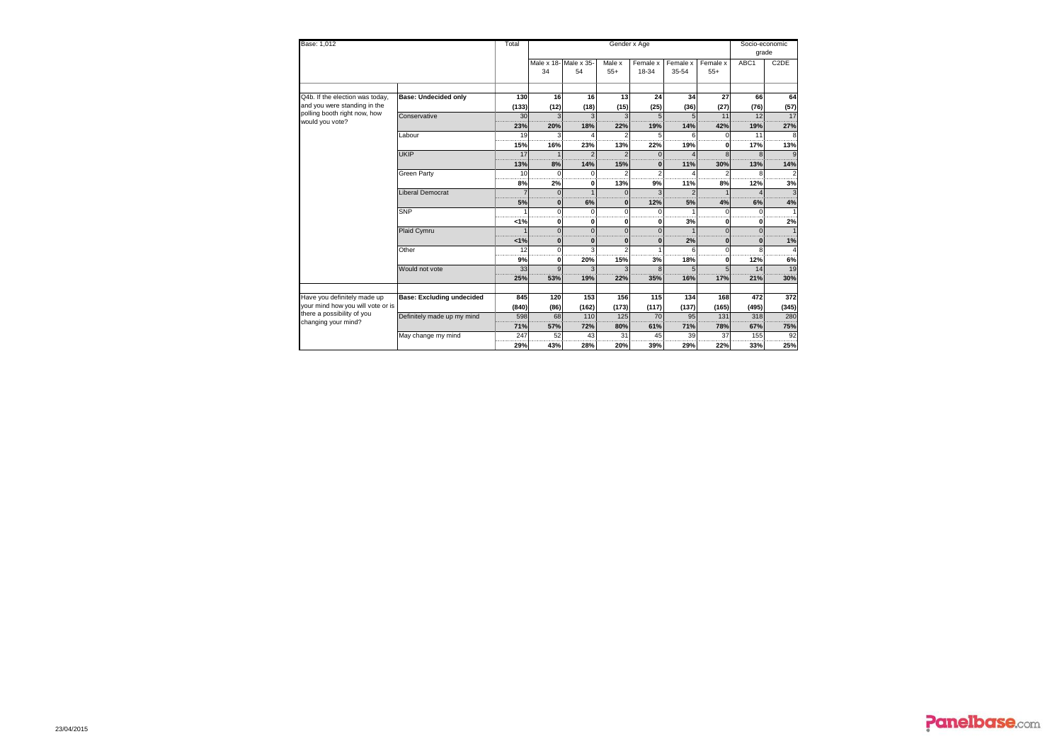Base: 1,012

| | | Total | Gender x Age | | | | | | Socio-economic grade | |
|---|---|---|---|---|---|---|---|---|---|---|
| | | | Male x 18-34 | Male x 35-54 | Male x 55+ | Female x 18-34 | Female x 35-54 | Female x 55+ | ABC1 | C2DE |
| Q4b. If the election was today, and you were standing in the polling booth right now, how would you vote? | **Base: Undecided only** | **130** | **16** | **16** | **13** | **24** | **34** | **27** | **66** | **64** |
| | | **(133)** | **(12)** | **(18)** | **(15)** | **(25)** | **(36)** | **(27)** | **(76)** | **(57)** |
| | Conservative | 30 | 3 | 3 | 3 | 5 | 5 | 11 | 12 | 17 |
| | | **23%** | **20%** | **18%** | **22%** | **19%** | **14%** | **42%** | **19%** | **27%** |
| | Labour | 19 | 3 | 4 | 2 | 5 | 6 | 0 | 11 | 8 |
| | | **15%** | **16%** | **23%** | **13%** | **22%** | **19%** | **0** | **17%** | **13%** |
| | UKIP | 17 | 1 | 2 | 2 | 0 | 4 | 8 | 8 | 9 |
| | | **13%** | **8%** | **14%** | **15%** | **0** | **11%** | **30%** | **13%** | **14%** |
| | Green Party | 10 | 0 | 0 | 2 | 2 | 4 | 2 | 8 | 2 |
| | | **8%** | **2%** | **0** | **13%** | **9%** | **11%** | **8%** | **12%** | **3%** |
| | Liberal Democrat | 7 | 0 | 1 | 0 | 3 | 2 | 1 | 4 | 3 |
| | | **5%** | **0** | **6%** | **0** | **12%** | **5%** | **4%** | **6%** | **4%** |
| | SNP | 1 | 0 | 0 | 0 | 0 | 1 | 0 | 0 | 1 |
| | | **<1%** | **0** | **0** | **0** | **0** | **3%** | **0** | **0** | **2%** |
| | Plaid Cymru | 1 | 0 | 0 | 0 | 0 | 1 | 0 | 0 | 1 |
| | | **<1%** | **0** | **0** | **0** | **0** | **2%** | **0** | **0** | **1%** |
| | Other | 12 | 0 | 3 | 2 | 1 | 6 | 0 | 8 | 4 |
| | | **9%** | **0** | **20%** | **15%** | **3%** | **18%** | **0** | **12%** | **6%** |
| | Would not vote | 33 | 9 | 3 | 3 | 8 | 5 | 5 | 14 | 19 |
| | | **25%** | **53%** | **19%** | **22%** | **35%** | **16%** | **17%** | **21%** | **30%** |
| Have you definitely made up your mind how you will vote or is there a possibility of you changing your mind? | **Base: Excluding undecided** | **845** | **120** | **153** | **156** | **115** | **134** | **168** | **472** | **372** |
| | | **(840)** | **(86)** | **(162)** | **(173)** | **(117)** | **(137)** | **(165)** | **(495)** | **(345)** |
| | Definitely made up my mind | 598 | 68 | 110 | 125 | 70 | 95 | 131 | 318 | 280 |
| | | **71%** | **57%** | **72%** | **80%** | **61%** | **71%** | **78%** | **67%** | **75%** |
| | May change my mind | 247 | 52 | 43 | 31 | 45 | 39 | 37 | 155 | 92 |
| | | **29%** | **43%** | **28%** | **20%** | **39%** | **29%** | **22%** | **33%** | **25%** |

23/04/2015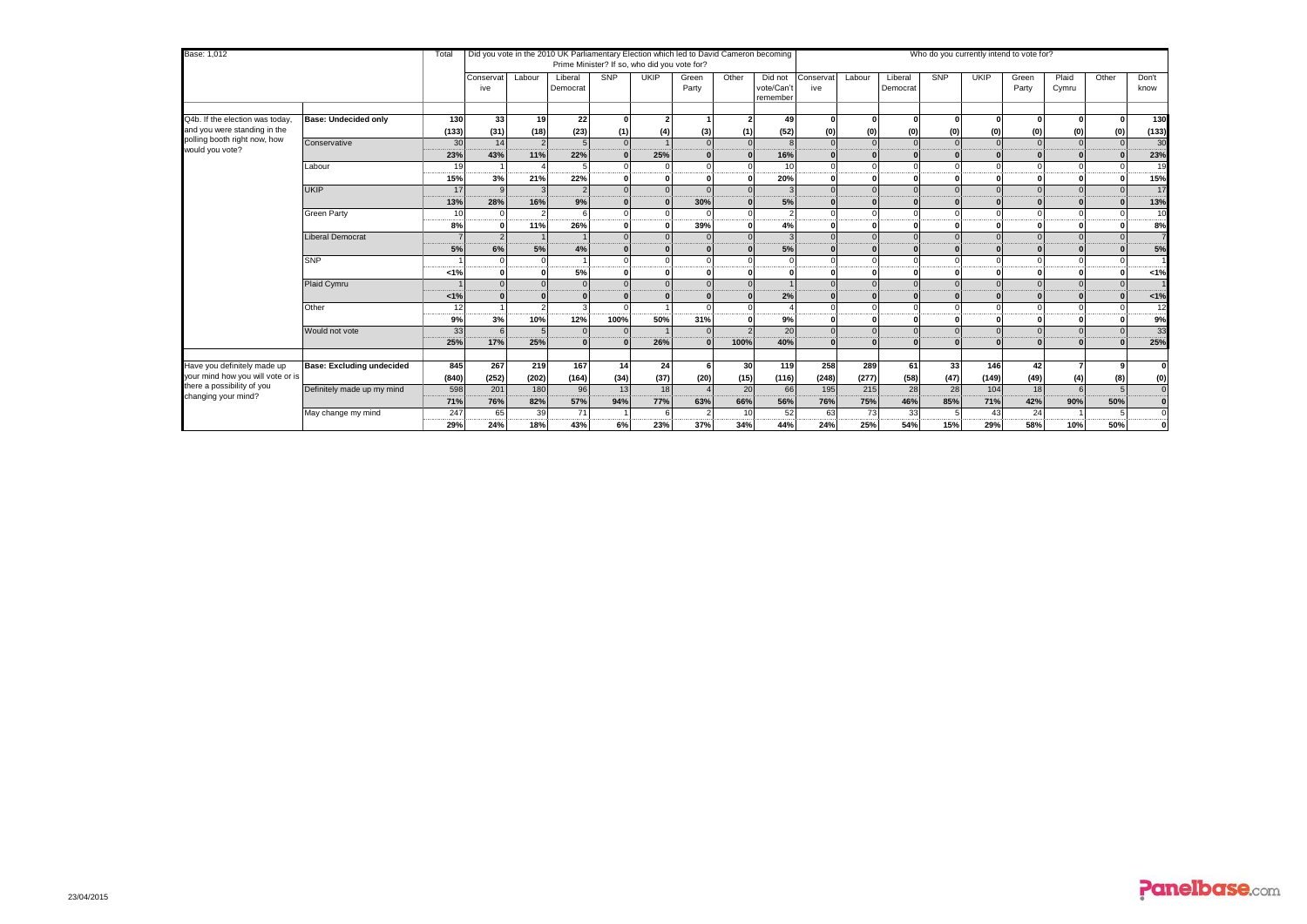| Base: 1,012 | | Total | Did you vote in the 2010 UK Parliamentary Election which led to David Cameron becoming Prime Minister? If so, who did you vote for? | | | | | | | | Who do you currently intend to vote for? | | | | | | | | |
|---|---|---|---|---|---|---|---|---|---|---|---|---|---|---|---|---|---|---|
| | | | Conservative | Labour | Liberal Democrat | SNP | UKIP | Green Party | Other | Did not vote/Can't remember | Conservative | Labour | Liberal Democrat | SNP | UKIP | Green Party | Plaid Cymru | Other | Don't know |
| Q4b. If the election was today, and you were standing in the polling booth right now, how would you vote? | **Base: Undecided only** | **130** | **33** | **19** | **22** | **0** | **2** | **1** | **2** | **49** | **0** | **0** | **0** | **0** | **0** | **0** | **0** | **0** | **130** |
| | | **(133)** | **(31)** | **(18)** | **(23)** | **(1)** | **(4)** | **(3)** | **(1)** | **(52)** | **(0)** | **(0)** | **(0)** | **(0)** | **(0)** | **(0)** | **(0)** | **(0)** | **(133)** |
| | Conservative | 30 | 14 | 2 | 5 | 0 | 1 | 0 | 0 | 8 | 0 | 0 | 0 | 0 | 0 | 0 | 0 | 0 | 30 |
| | | **23%** | **43%** | **11%** | **22%** | **0** | **25%** | **0** | **0** | **16%** | **0** | **0** | **0** | **0** | **0** | **0** | **0** | **0** | **23%** |
| | Labour | 19 | 1 | 4 | 5 | 0 | 0 | 0 | 0 | 10 | 0 | 0 | 0 | 0 | 0 | 0 | 0 | 0 | 19 |
| | | **15%** | **3%** | **21%** | **22%** | **0** | **0** | **0** | **0** | **20%** | **0** | **0** | **0** | **0** | **0** | **0** | **0** | **0** | **15%** |
| | UKIP | 17 | 9 | 3 | 2 | 0 | 0 | 0 | 0 | 3 | 0 | 0 | 0 | 0 | 0 | 0 | 0 | 0 | 17 |
| | | **13%** | **28%** | **16%** | **9%** | **0** | **0** | **30%** | **0** | **5%** | **0** | **0** | **0** | **0** | **0** | **0** | **0** | **0** | **13%** |
| | Green Party | 10 | 0 | 2 | 6 | 0 | 0 | 0 | 0 | 2 | 0 | 0 | 0 | 0 | 0 | 0 | 0 | 0 | 10 |
| | | **8%** | **0** | **11%** | **26%** | **0** | **0** | **39%** | **0** | **4%** | **0** | **0** | **0** | **0** | **0** | **0** | **0** | **0** | **8%** |
| | Liberal Democrat | 7 | 2 | 1 | 1 | 0 | 0 | 0 | 0 | 3 | 0 | 0 | 0 | 0 | 0 | 0 | 0 | 0 | 7 |
| | | **5%** | **6%** | **5%** | **4%** | **0** | **0** | **0** | **0** | **5%** | **0** | **0** | **0** | **0** | **0** | **0** | **0** | **0** | **5%** |
| | SNP | 1 | 0 | 0 | 1 | 0 | 0 | 0 | 0 | 0 | 0 | 0 | 0 | 0 | 0 | 0 | 0 | 0 | 1 |
| | | **<1%** | **0** | **0** | **5%** | **0** | **0** | **0** | **0** | **0** | **0** | **0** | **0** | **0** | **0** | **0** | **0** | **0** | **<1%** |
| | Plaid Cymru | 1 | 0 | 0 | 0 | 0 | 0 | 0 | 0 | 1 | 0 | 0 | 0 | 0 | 0 | 0 | 0 | 0 | 1 |
| | | **<1%** | **0** | **0** | **0** | **0** | **0** | **0** | **0** | **2%** | **0** | **0** | **0** | **0** | **0** | **0** | **0** | **0** | **<1%** |
| | Other | 12 | 1 | 2 | 3 | 0 | 1 | 0 | 0 | 4 | 0 | 0 | 0 | 0 | 0 | 0 | 0 | 0 | 12 |
| | | **9%** | **3%** | **10%** | **12%** | **100%** | **50%** | **31%** | **0** | **9%** | **0** | **0** | **0** | **0** | **0** | **0** | **0** | **0** | **9%** |
| | Would not vote | 33 | 6 | 5 | 0 | 0 | 1 | 0 | 2 | 20 | 0 | 0 | 0 | 0 | 0 | 0 | 0 | 0 | 33 |
| | | **25%** | **17%** | **25%** | **0** | **0** | **26%** | **0** | **100%** | **40%** | **0** | **0** | **0** | **0** | **0** | **0** | **0** | **0** | **25%** |
| Have you definitely made up your mind how you will vote or is there a possibility of you changing your mind? | **Base: Excluding undecided** | **845** | **267** | **219** | **167** | **14** | **24** | **6** | **30** | **119** | **258** | **289** | **61** | **33** | **146** | **42** | **7** | **9** | **0** |
| | | **(840)** | **(252)** | **(202)** | **(164)** | **(34)** | **(37)** | **(20)** | **(15)** | **(116)** | **(248)** | **(277)** | **(58)** | **(47)** | **(149)** | **(49)** | **(4)** | **(8)** | **(0)** |
| | Definitely made up my mind | 598 | 201 | 180 | 96 | 13 | 18 | 4 | 20 | 66 | 195 | 215 | 28 | 28 | 104 | 18 | 6 | 5 | 0 |
| | | **71%** | **76%** | **82%** | **57%** | **94%** | **77%** | **63%** | **66%** | **56%** | **76%** | **75%** | **46%** | **85%** | **71%** | **42%** | **90%** | **50%** | **0** |
| | May change my mind | 247 | 65 | 39 | 71 | 1 | 6 | 2 | 10 | 52 | 63 | 73 | 33 | 5 | 43 | 24 | 1 | 5 | 0 |
| | | **29%** | **24%** | **18%** | **43%** | **6%** | **23%** | **37%** | **34%** | **44%** | **24%** | **25%** | **54%** | **15%** | **29%** | **58%** | **10%** | **50%** | **0** |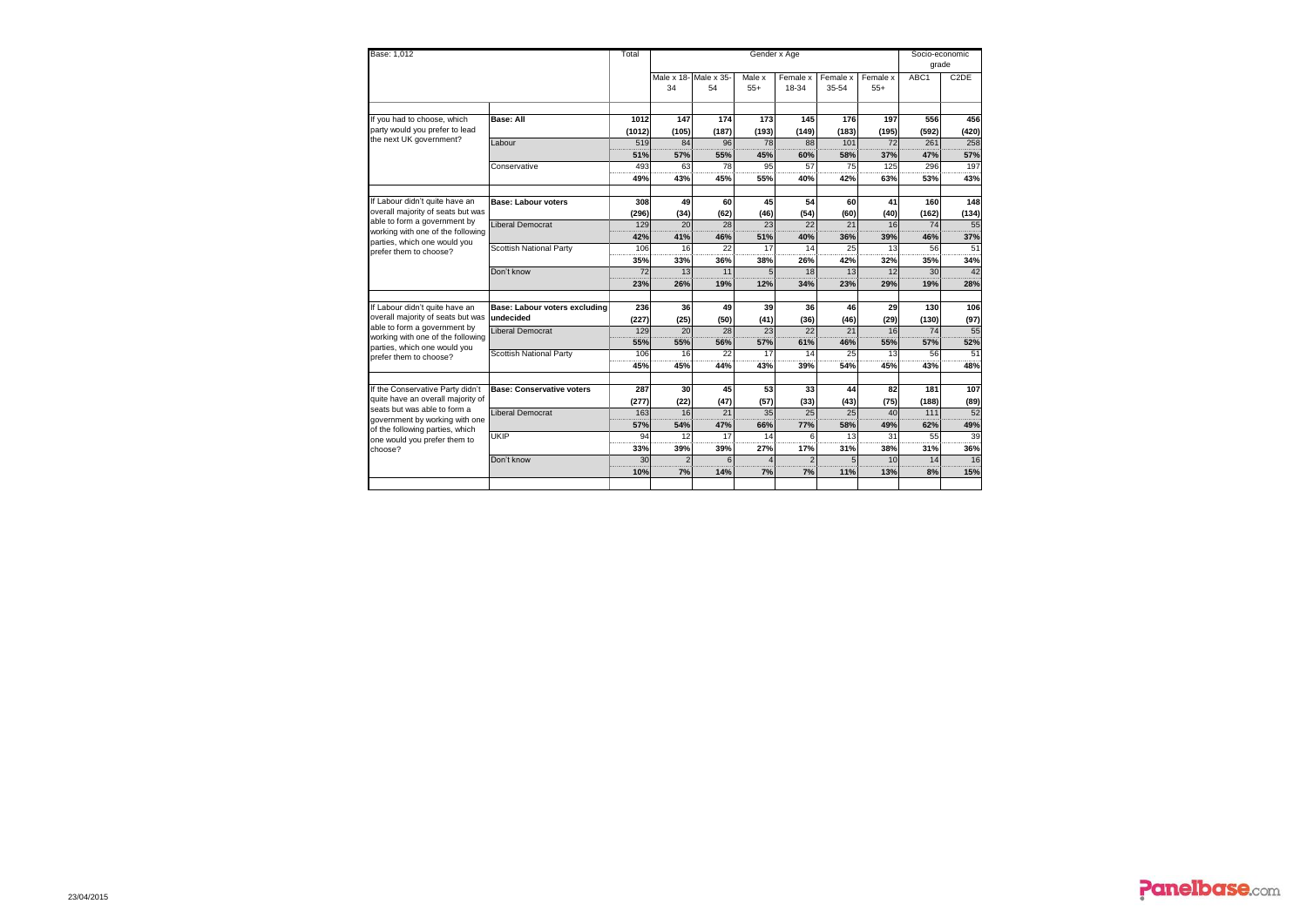| Base: 1,012 | | Total | Gender x Age | | | | | | Socio-economic grade | |
|---|---|---|---|---|---|---|---|---|---|---|
| | | | Male x 18-34 | Male x 35-54 | Male x 55+ | Female x 18-34 | Female x 35-54 | Female x 55+ | ABC1 | C2DE |
| If you had to choose, which party would you prefer to lead the next UK government? | **Base: All** | **1012** | **147** | **174** | **173** | **145** | **176** | **197** | **556** | **456** |
| | | **(1012)** | **(105)** | **(187)** | **(193)** | **(149)** | **(183)** | **(195)** | **(592)** | **(420)** |
| | Labour | 519 | 84 | 96 | 78 | 88 | 101 | 72 | 261 | 258 |
| | | **51%** | **57%** | **55%** | **45%** | **60%** | **58%** | **37%** | **47%** | **57%** |
| | Conservative | 493 | 63 | 78 | 95 | 57 | 75 | 125 | 296 | 197 |
| | | **49%** | **43%** | **45%** | **55%** | **40%** | **42%** | **63%** | **53%** | **43%** |
| If Labour didn't quite have an overall majority of seats but was able to form a government by working with one of the following parties, which one would you prefer them to choose? | **Base: Labour voters** | **308** | **49** | **60** | **45** | **54** | **60** | **41** | **160** | **148** |
| | | **(296)** | **(34)** | **(62)** | **(46)** | **(54)** | **(60)** | **(40)** | **(162)** | **(134)** |
| | Liberal Democrat | 129 | 20 | 28 | 23 | 22 | 21 | 16 | 74 | 55 |
| | | **42%** | **41%** | **46%** | **51%** | **40%** | **36%** | **39%** | **46%** | **37%** |
| | Scottish National Party | 106 | 16 | 22 | 17 | 14 | 25 | 13 | 56 | 51 |
| | | **35%** | **33%** | **36%** | **38%** | **26%** | **42%** | **32%** | **35%** | **34%** |
| | Don't know | 72 | 13 | 11 | 5 | 18 | 13 | 12 | 30 | 42 |
| | | **23%** | **26%** | **19%** | **12%** | **34%** | **23%** | **29%** | **19%** | **28%** |
| If Labour didn't quite have an overall majority of seats but was able to form a government by working with one of the following parties, which one would you prefer them to choose? | **Base: Labour voters excluding undecided** | **236** | **36** | **49** | **39** | **36** | **46** | **29** | **130** | **106** |
| | | **(227)** | **(25)** | **(50)** | **(41)** | **(36)** | **(46)** | **(29)** | **(130)** | **(97)** |
| | Liberal Democrat | 129 | 20 | 28 | 23 | 22 | 21 | 16 | 74 | 55 |
| | | **55%** | **55%** | **56%** | **57%** | **61%** | **46%** | **55%** | **57%** | **52%** |
| | Scottish National Party | 106 | 16 | 22 | 17 | 14 | 25 | 13 | 56 | 51 |
| | | **45%** | **45%** | **44%** | **43%** | **39%** | **54%** | **45%** | **43%** | **48%** |
| If the Conservative Party didn't quite have an overall majority of seats but was able to form a government by working with one of the following parties, which one would you prefer them to choose? | **Base: Conservative voters** | **287** | **30** | **45** | **53** | **33** | **44** | **82** | **181** | **107** |
| | | **(277)** | **(22)** | **(47)** | **(57)** | **(33)** | **(43)** | **(75)** | **(188)** | **(89)** |
| | Liberal Democrat | 163 | 16 | 21 | 35 | 25 | 25 | 40 | 111 | 52 |
| | | **57%** | **54%** | **47%** | **66%** | **77%** | **58%** | **49%** | **62%** | **49%** |
| | UKIP | 94 | 12 | 17 | 14 | 6 | 13 | 31 | 55 | 39 |
| | | **33%** | **39%** | **39%** | **27%** | **17%** | **31%** | **38%** | **31%** | **36%** |
| | Don't know | 30 | 2 | 6 | 4 | 2 | 5 | 10 | 14 | 16 |
| | | **10%** | **7%** | **14%** | **7%** | **7%** | **11%** | **13%** | **8%** | **15%** |

23/04/2015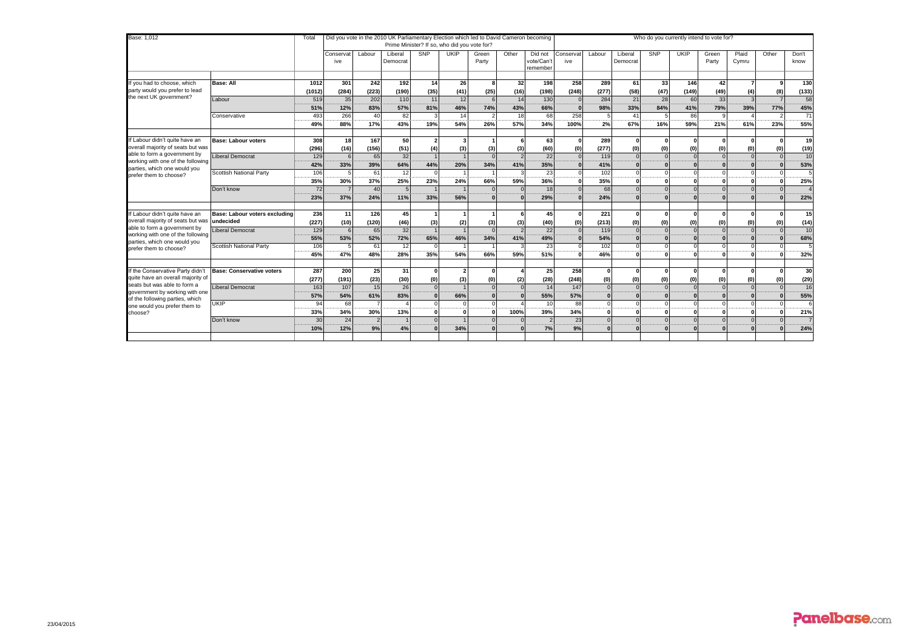| Base: 1,012 | | Total | Did you vote in the 2010 UK Parliamentary Election which led to David Cameron becoming Prime Minister? If so, who did you vote for? | | | | | | | | Who do you currently intend to vote for? | | | | | | | | | |
|---|---|---|---|---|---|---|---|---|---|---|---|---|---|---|---|---|---|---|---|---|
| | | | Conservative | Labour | Liberal Democrat | SNP | UKIP | Green Party | Other | Did not vote/Can't remember | Conservative | Labour | Liberal Democrat | SNP | UKIP | Green Party | Plaid Cymru | Other | Don't know |
| If you had to choose, which party would you prefer to lead the next UK government? | **Base: All** | **1012** | **301** | **242** | **192** | **14** | **26** | **8** | **32** | **198** | **258** | **289** | **61** | **33** | **146** | **42** | **7** | **9** | **130** |
| | | **(1012)** | **(284)** | **(223)** | **(190)** | **(35)** | **(41)** | **(25)** | **(16)** | **(198)** | **(248)** | **(277)** | **(58)** | **(47)** | **(149)** | **(49)** | **(4)** | **(8)** | **(133)** |
| | Labour | 519 | 35 | 202 | 110 | 11 | 12 | 6 | 14 | 130 | 0 | 284 | 21 | 28 | 60 | 33 | 3 | 7 | 58 |
| | | **51%** | **12%** | **83%** | **57%** | **81%** | **46%** | **74%** | **43%** | **66%** | **0** | **98%** | **33%** | **84%** | **41%** | **79%** | **39%** | **77%** | **45%** |
| | Conservative | 493 | 266 | 40 | 82 | 3 | 14 | 2 | 18 | 68 | 258 | 5 | 41 | 5 | 86 | 9 | 4 | 2 | 71 |
| | | **49%** | **88%** | **17%** | **43%** | **19%** | **54%** | **26%** | **57%** | **34%** | **100%** | **2%** | **67%** | **16%** | **59%** | **21%** | **61%** | **23%** | **55%** |
| If Labour didn't quite have an overall majority of seats but was able to form a government by working with one of the following parties, which one would you prefer them to choose? | **Base: Labour voters** | **308** | **18** | **167** | **50** | **2** | **3** | **1** | **6** | **63** | **0** | **289** | **0** | **0** | **0** | **0** | **0** | **0** | **19** |
| | | **(296)** | **(16)** | **(156)** | **(51)** | **(4)** | **(3)** | **(3)** | **(3)** | **(60)** | **(0)** | **(277)** | **(0)** | **(0)** | **(0)** | **(0)** | **(0)** | **(0)** | **(19)** |
| | Liberal Democrat | 129 | 6 | 65 | 32 | 1 | 1 | 0 | 2 | 22 | 0 | 119 | 0 | 0 | 0 | 0 | 0 | 0 | 10 |
| | | **42%** | **33%** | **39%** | **64%** | **44%** | **20%** | **34%** | **41%** | **35%** | **0** | **41%** | **0** | **0** | **0** | **0** | **0** | **0** | **53%** |
| | Scottish National Party | 106 | 5 | 61 | 12 | 0 | 1 | 1 | 3 | 23 | 0 | 102 | 0 | 0 | 0 | 0 | 0 | 0 | 5 |
| | | **35%** | **30%** | **37%** | **25%** | **23%** | **24%** | **66%** | **59%** | **36%** | **0** | **35%** | **0** | **0** | **0** | **0** | **0** | **0** | **25%** |
| | Don't know | 72 | 7 | 40 | 5 | 1 | 1 | 0 | 0 | 18 | 0 | 68 | 0 | 0 | 0 | 0 | 0 | 0 | 4 |
| | | **23%** | **37%** | **24%** | **11%** | **33%** | **56%** | **0** | **0** | **29%** | **0** | **24%** | **0** | **0** | **0** | **0** | **0** | **0** | **22%** |
| If Labour didn't quite have an overall majority of seats but was able to form a government by working with one of the following parties, which one would you prefer them to choose? | **Base: Labour voters excluding undecided** | **236** | **11** | **126** | **45** | **1** | **1** | **1** | **6** | **45** | **0** | **221** | **0** | **0** | **0** | **0** | **0** | **0** | **15** |
| | | **(227)** | **(10)** | **(120)** | **(46)** | **(3)** | **(2)** | **(3)** | **(3)** | **(40)** | **(0)** | **(213)** | **(0)** | **(0)** | **(0)** | **(0)** | **(0)** | **(0)** | **(14)** |
| | Liberal Democrat | 129 | 6 | 65 | 32 | 1 | 1 | 0 | 2 | 22 | 0 | 119 | 0 | 0 | 0 | 0 | 0 | 0 | 10 |
| | | **55%** | **53%** | **52%** | **72%** | **65%** | **46%** | **34%** | **41%** | **49%** | **0** | **54%** | **0** | **0** | **0** | **0** | **0** | **0** | **68%** |
| | Scottish National Party | 106 | 5 | 61 | 12 | 0 | 1 | 1 | 3 | 23 | 0 | 102 | 0 | 0 | 0 | 0 | 0 | 0 | 5 |
| | | **45%** | **47%** | **48%** | **28%** | **35%** | **54%** | **66%** | **59%** | **51%** | **0** | **46%** | **0** | **0** | **0** | **0** | **0** | **0** | **32%** |
| If the Conservative Party didn't quite have an overall majority of seats but was able to form a government by working with one of the following parties, which one would you prefer them to choose? | **Base: Conservative voters** | **287** | **200** | **25** | **31** | **0** | **2** | **0** | **4** | **25** | **258** | **0** | **0** | **0** | **0** | **0** | **0** | **0** | **30** |
| | | **(277)** | **(191)** | **(23)** | **(30)** | **(0)** | **(3)** | **(0)** | **(2)** | **(28)** | **(248)** | **(0)** | **(0)** | **(0)** | **(0)** | **(0)** | **(0)** | **(0)** | **(29)** |
| | Liberal Democrat | 163 | 107 | 15 | 26 | 0 | 1 | 0 | 0 | 14 | 147 | 0 | 0 | 0 | 0 | 0 | 0 | 0 | 16 |
| | | **57%** | **54%** | **61%** | **83%** | **0** | **66%** | **0** | **0** | **55%** | **57%** | **0** | **0** | **0** | **0** | **0** | **0** | **0** | **55%** |
| | UKIP | 94 | 68 | 7 | 4 | 0 | 0 | 0 | 4 | 10 | 88 | 0 | 0 | 0 | 0 | 0 | 0 | 0 | 6 |
| | | **33%** | **34%** | **30%** | **13%** | **0** | **0** | **0** | **100%** | **39%** | **34%** | **0** | **0** | **0** | **0** | **0** | **0** | **0** | **21%** |
| | Don't know | 30 | 24 | 2 | 1 | 0 | 1 | 0 | 0 | 2 | 23 | 0 | 0 | 0 | 0 | 0 | 0 | 0 | 7 |
| | | **10%** | **12%** | **9%** | **4%** | **0** | **34%** | **0** | **0** | **7%** | **9%** | **0** | **0** | **0** | **0** | **0** | **0** | **0** | **24%** |

23/04/2015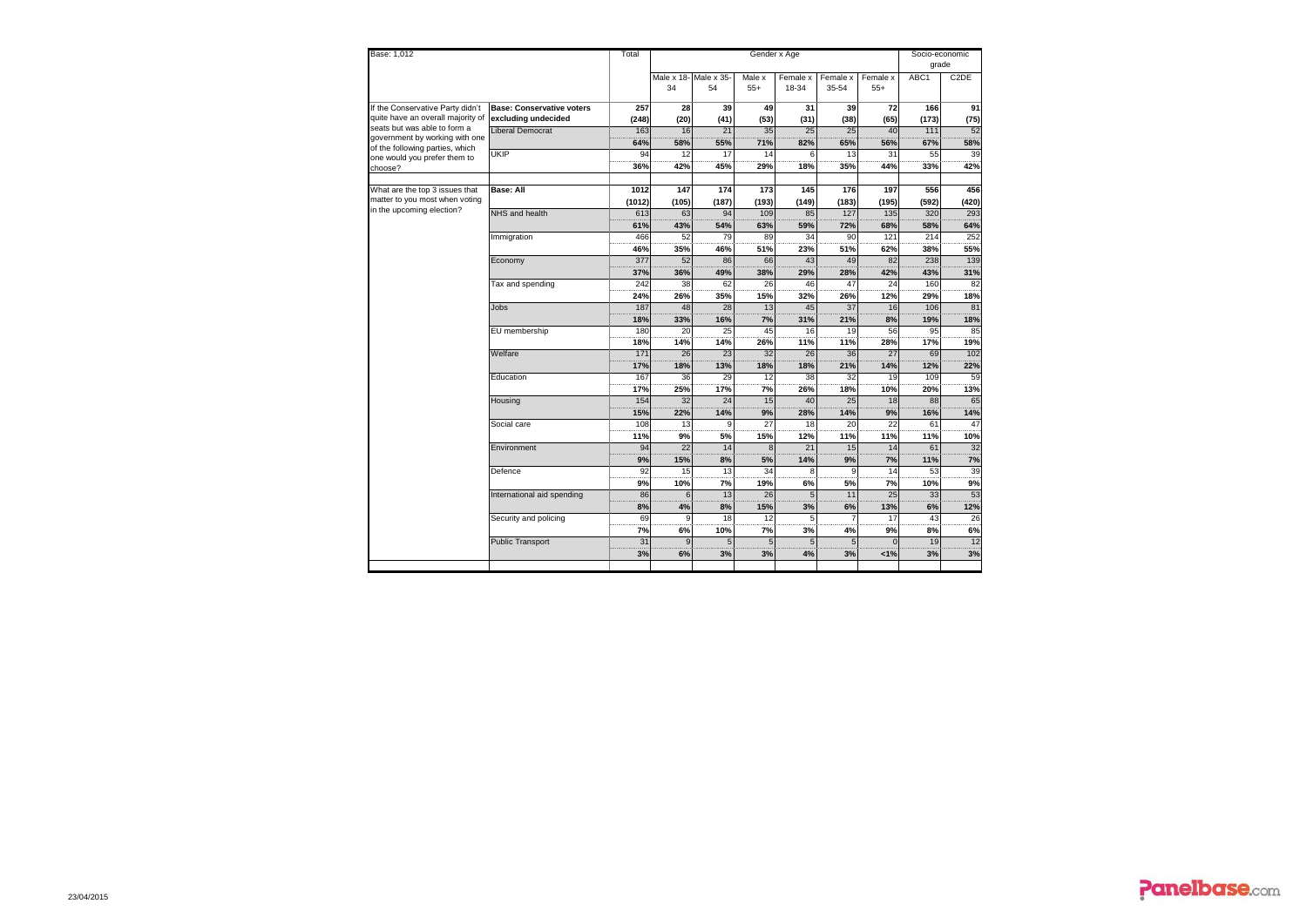| Base: 1,012 | | Total | Gender x Age | | | | | | Socio-economic grade | |
|---|---|---|---|---|---|---|---|---|---|---|
| | | | Male x 18-34 | Male x 35-54 | Male x 55+ | Female x 18-34 | Female x 35-54 | Female x 55+ | ABC1 | C2DE |
| If the Conservative Party didn't quite have an overall majority of seats but was able to form a government by working with one of the following parties, which one would you prefer them to choose? | **Base: Conservative voters excluding undecided** | **257** | **28** | **39** | **49** | **31** | **39** | **72** | **166** | **91** |
| | | **(248)** | **(20)** | **(41)** | **(53)** | **(31)** | **(38)** | **(65)** | **(173)** | **(75)** |
| | Liberal Democrat | 163 | 16 | 21 | 35 | 25 | 25 | 40 | 111 | 52 |
| | | **64%** | **58%** | **55%** | **71%** | **82%** | **65%** | **56%** | **67%** | **58%** |
| | UKIP | 94 | 12 | 17 | 14 | 6 | 13 | 31 | 55 | 39 |
| | | **36%** | **42%** | **45%** | **29%** | **18%** | **35%** | **44%** | **33%** | **42%** |
| What are the top 3 issues that matter to you most when voting in the upcoming election? | **Base: All** | **1012** | **147** | **174** | **173** | **145** | **176** | **197** | **556** | **456** |
| | | **(1012)** | **(105)** | **(187)** | **(193)** | **(149)** | **(183)** | **(195)** | **(592)** | **(420)** |
| | NHS and health | 613 | 63 | 94 | 109 | 85 | 127 | 135 | 320 | 293 |
| | | **61%** | **43%** | **54%** | **63%** | **59%** | **72%** | **68%** | **58%** | **64%** |
| | Immigration | 466 | 52 | 79 | 89 | 34 | 90 | 121 | 214 | 252 |
| | | **46%** | **35%** | **46%** | **51%** | **23%** | **51%** | **62%** | **38%** | **55%** |
| | Economy | 377 | 52 | 86 | 66 | 43 | 49 | 82 | 238 | 139 |
| | | **37%** | **36%** | **49%** | **38%** | **29%** | **28%** | **42%** | **43%** | **31%** |
| | Tax and spending | 242 | 38 | 62 | 26 | 46 | 47 | 24 | 160 | 82 |
| | | **24%** | **26%** | **35%** | **15%** | **32%** | **26%** | **12%** | **29%** | **18%** |
| | Jobs | 187 | 48 | 28 | 13 | 45 | 37 | 16 | 106 | 81 |
| | | **18%** | **33%** | **16%** | **7%** | **31%** | **21%** | **8%** | **19%** | **18%** |
| | EU membership | 180 | 20 | 25 | 45 | 16 | 19 | 56 | 95 | 85 |
| | | **18%** | **14%** | **14%** | **26%** | **11%** | **11%** | **28%** | **17%** | **19%** |
| | Welfare | 171 | 26 | 23 | 32 | 26 | 36 | 27 | 69 | 102 |
| | | **17%** | **18%** | **13%** | **18%** | **18%** | **21%** | **14%** | **12%** | **22%** |
| | Education | 167 | 36 | 29 | 12 | 38 | 32 | 19 | 109 | 59 |
| | | **17%** | **25%** | **17%** | **7%** | **26%** | **18%** | **10%** | **20%** | **13%** |
| | Housing | 154 | 32 | 24 | 15 | 40 | 25 | 18 | 88 | 65 |
| | | **15%** | **22%** | **14%** | **9%** | **28%** | **14%** | **9%** | **16%** | **14%** |
| | Social care | 108 | 13 | 9 | 27 | 18 | 20 | 22 | 61 | 47 |
| | | **11%** | **9%** | **5%** | **15%** | **12%** | **11%** | **11%** | **11%** | **10%** |
| | Environment | 94 | 22 | 14 | 8 | 21 | 15 | 14 | 61 | 32 |
| | | **9%** | **15%** | **8%** | **5%** | **14%** | **9%** | **7%** | **11%** | **7%** |
| | Defence | 92 | 15 | 13 | 34 | 8 | 9 | 14 | 53 | 39 |
| | | **9%** | **10%** | **7%** | **19%** | **6%** | **5%** | **7%** | **10%** | **9%** |
| | International aid spending | 86 | 6 | 13 | 26 | 5 | 11 | 25 | 33 | 53 |
| | | **8%** | **4%** | **8%** | **15%** | **3%** | **6%** | **13%** | **6%** | **12%** |
| | Security and policing | 69 | 9 | 18 | 12 | 5 | 7 | 17 | 43 | 26 |
| | | **7%** | **6%** | **10%** | **7%** | **3%** | **4%** | **9%** | **8%** | **6%** |
| | Public Transport | 31 | 9 | 5 | 5 | 5 | 5 | 0 | 19 | 12 |
| | | **3%** | **6%** | **3%** | **3%** | **4%** | **3%** | **<1%** | **3%** | **3%** |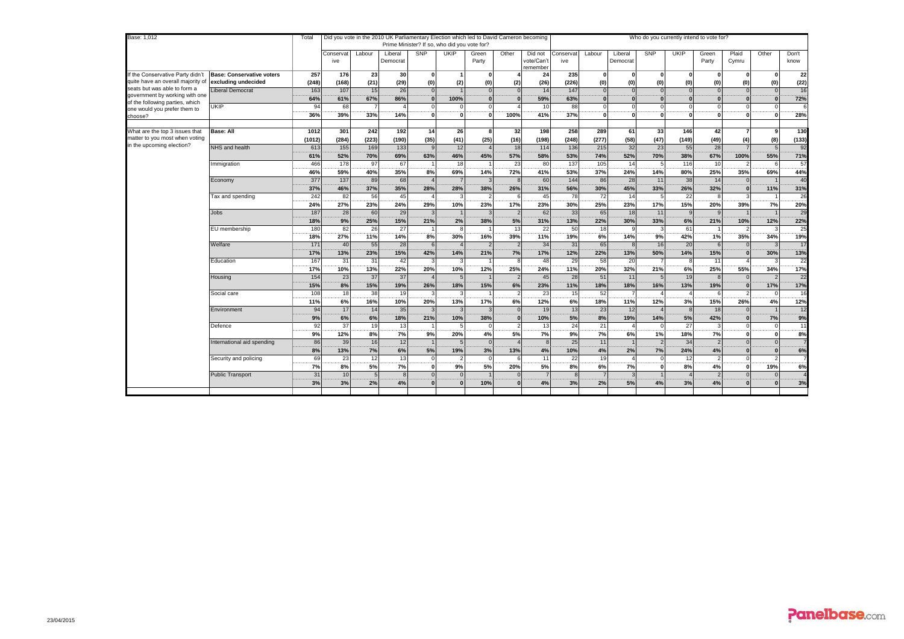| Base: 1,012 | | Total | Did you vote in the 2010 UK Parliamentary Election which led to David Cameron becoming Prime Minister? If so, who did you vote for? | | | | | | | | Who do you currently intend to vote for? | | | | | | | | | |
|---|---|---|---|---|---|---|---|---|---|---|---|---|---|---|---|---|---|---|---|
| | | | Conservative | Labour | Liberal Democrat | SNP | UKIP | Green Party | Other | Did not vote/Can't remember | Conservative | Labour | Liberal Democrat | SNP | UKIP | Green Party | Plaid Cymru | Other | Don't know |
| If the Conservative Party didn't quite have an overall majority of seats but was able to form a government by working with one of the following parties, which one would you prefer them to choose? | **Base: Conservative voters excluding undecided** | **257** | **176** | **23** | **30** | **0** | **1** | **0** | **4** | **24** | **235** | **0** | **0** | **0** | **0** | **0** | **0** | **0** | **22** |
| | | **(248)** | **(168)** | **(21)** | **(29)** | **(0)** | **(2)** | **(0)** | **(2)** | **(26)** | **(226)** | **(0)** | **(0)** | **(0)** | **(0)** | **(0)** | **(0)** | **(0)** | **(22)** |
| | Liberal Democrat | 163 | 107 | 15 | 26 | 0 | 1 | 0 | 0 | 14 | 147 | 0 | 0 | 0 | 0 | 0 | 0 | 0 | 16 |
| | | **64%** | **61%** | **67%** | **86%** | **0** | **100%** | **0** | **0** | **59%** | **63%** | **0** | **0** | **0** | **0** | **0** | **0** | **0** | **72%** |
| | UKIP | 94 | 68 | 7 | 4 | 0 | 0 | 0 | 4 | 10 | 88 | 0 | 0 | 0 | 0 | 0 | 0 | 0 | 6 |
| | | **36%** | **39%** | **33%** | **14%** | **0** | **0** | **0** | **100%** | **41%** | **37%** | **0** | **0** | **0** | **0** | **0** | **0** | **0** | **28%** |
| What are the top 3 issues that matter to you most when voting in the upcoming election? | **Base: All** | **1012** | **301** | **242** | **192** | **14** | **26** | **8** | **32** | **198** | **258** | **289** | **61** | **33** | **146** | **42** | **7** | **9** | **130** |
| | | **(1012)** | **(284)** | **(223)** | **(190)** | **(35)** | **(41)** | **(25)** | **(16)** | **(198)** | **(248)** | **(277)** | **(58)** | **(47)** | **(149)** | **(49)** | **(4)** | **(8)** | **(133)** |
| | NHS and health | 613 | 155 | 169 | 133 | 9 | 12 | 4 | 18 | 114 | 136 | 215 | 32 | 23 | 55 | 28 | 7 | 5 | 92 |
| | | **61%** | **52%** | **70%** | **69%** | **63%** | **46%** | **45%** | **57%** | **58%** | **53%** | **74%** | **52%** | **70%** | **38%** | **67%** | **100%** | **55%** | **71%** |
| | Immigration | 466 | 178 | 97 | 67 | 1 | 18 | 1 | 23 | 80 | 137 | 105 | 14 | 5 | 116 | 10 | 2 | 6 | 57 |
| | | **46%** | **59%** | **40%** | **35%** | **8%** | **69%** | **14%** | **72%** | **41%** | **53%** | **37%** | **24%** | **14%** | **80%** | **25%** | **35%** | **69%** | **44%** |
| | Economy | 377 | 137 | 89 | 68 | 4 | 7 | 3 | 8 | 60 | 144 | 86 | 28 | 11 | 38 | 14 | 0 | 1 | 40 |
| | | **37%** | **46%** | **37%** | **35%** | **28%** | **28%** | **38%** | **26%** | **31%** | **56%** | **30%** | **45%** | **33%** | **26%** | **32%** | **0** | **11%** | **31%** |
| | Tax and spending | 242 | 82 | 56 | 45 | 4 | 3 | 2 | 6 | 45 | 78 | 72 | 14 | 5 | 22 | 8 | 3 | 1 | 26 |
| | | **24%** | **27%** | **23%** | **24%** | **29%** | **10%** | **23%** | **17%** | **23%** | **30%** | **25%** | **23%** | **17%** | **15%** | **20%** | **39%** | **7%** | **20%** |
| | Jobs | 187 | 28 | 60 | 29 | 3 | 1 | 3 | 2 | 62 | 33 | 65 | 18 | 11 | 9 | 9 | 1 | 1 | 29 |
| | | **18%** | **9%** | **25%** | **15%** | **21%** | **2%** | **38%** | **5%** | **31%** | **13%** | **22%** | **30%** | **33%** | **6%** | **21%** | **10%** | **12%** | **22%** |
| | EU membership | 180 | 82 | 26 | 27 | 1 | 8 | 1 | 13 | 22 | 50 | 18 | 9 | 3 | 61 | 1 | 2 | 3 | 25 |
| | | **18%** | **27%** | **11%** | **14%** | **8%** | **30%** | **16%** | **39%** | **11%** | **19%** | **6%** | **14%** | **9%** | **42%** | **1%** | **35%** | **34%** | **19%** |
| | Welfare | 171 | 40 | 55 | 28 | 6 | 4 | 2 | 2 | 34 | 31 | 65 | 8 | 16 | 20 | 6 | 0 | 3 | 17 |
| | | **17%** | **13%** | **23%** | **15%** | **42%** | **14%** | **21%** | **7%** | **17%** | **12%** | **22%** | **13%** | **50%** | **14%** | **15%** | **0** | **30%** | **13%** |
| | Education | 167 | 31 | 31 | 42 | 3 | 3 | 1 | 8 | 48 | 29 | 58 | 20 | 7 | 8 | 11 | 4 | 3 | 22 |
| | | **17%** | **10%** | **13%** | **22%** | **20%** | **10%** | **12%** | **25%** | **24%** | **11%** | **20%** | **32%** | **21%** | **6%** | **25%** | **55%** | **34%** | **17%** |
| | Housing | 154 | 23 | 37 | 37 | 4 | 5 | 1 | 2 | 45 | 28 | 51 | 11 | 5 | 19 | 8 | 0 | 2 | 22 |
| | | **15%** | **8%** | **15%** | **19%** | **26%** | **18%** | **15%** | **6%** | **23%** | **11%** | **18%** | **18%** | **16%** | **13%** | **19%** | **0** | **17%** | **17%** |
| | Social care | 108 | 18 | 38 | 19 | 3 | 3 | 1 | 2 | 23 | 15 | 52 | 7 | 4 | 4 | 6 | 2 | 0 | 16 |
| | | **11%** | **6%** | **16%** | **10%** | **20%** | **13%** | **17%** | **6%** | **12%** | **6%** | **18%** | **11%** | **12%** | **3%** | **15%** | **26%** | **4%** | **12%** |
| | Environment | 94 | 17 | 14 | 35 | 3 | 3 | 3 | 0 | 19 | 13 | 23 | 12 | 4 | 8 | 18 | 0 | 1 | 12 |
| | | **9%** | **6%** | **6%** | **18%** | **21%** | **10%** | **38%** | **0** | **10%** | **5%** | **8%** | **19%** | **14%** | **5%** | **42%** | **0** | **7%** | **9%** |
| | Defence | 92 | 37 | 19 | 13 | 1 | 5 | 0 | 2 | 13 | 24 | 21 | 4 | 0 | 27 | 3 | 0 | 0 | 11 |
| | | **9%** | **12%** | **8%** | **7%** | **9%** | **20%** | **4%** | **5%** | **7%** | **9%** | **7%** | **6%** | **1%** | **18%** | **7%** | **0** | **0** | **8%** |
| | International aid spending | 86 | 39 | 16 | 12 | 1 | 5 | 0 | 4 | 8 | 25 | 11 | 1 | 2 | 34 | 2 | 0 | 0 | 7 |
| | | **8%** | **13%** | **7%** | **6%** | **5%** | **19%** | **3%** | **13%** | **4%** | **10%** | **4%** | **2%** | **7%** | **24%** | **4%** | **0** | **0** | **6%** |
| | Security and policing | 69 | 23 | 12 | 13 | 0 | 2 | 0 | 6 | 11 | 22 | 19 | 4 | 0 | 12 | 2 | 0 | 2 | 7 |
| | | **7%** | **8%** | **5%** | **7%** | **0** | **9%** | **5%** | **20%** | **5%** | **8%** | **6%** | **7%** | **0** | **8%** | **4%** | **0** | **19%** | **6%** |
| | Public Transport | 31 | 10 | 5 | 8 | 0 | 0 | 1 | 0 | 7 | 8 | 7 | 3 | 1 | 4 | 2 | 0 | 0 | 4 |
| | | **3%** | **3%** | **2%** | **4%** | **0** | **0** | **10%** | **0** | **4%** | **3%** | **2%** | **5%** | **4%** | **3%** | **4%** | **0** | **0** | **3%** |

23/04/2015

Panelbase.com